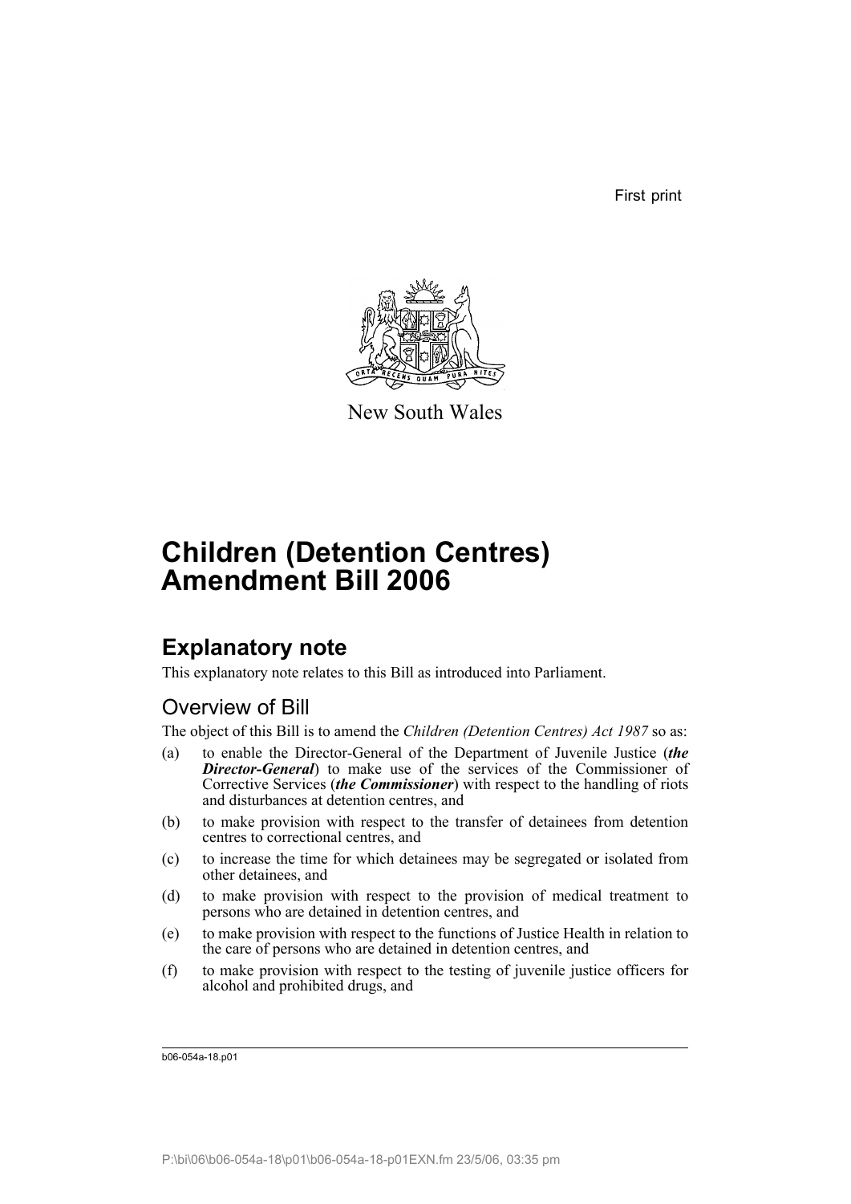First print

New South Wales

# Children (Detention Centres) Amendment Bill 2006

## Explanatory note

This explanatory note relates to this Bill as introduced into Parliament.

### Overview of Bill

The object of this Bill is to amend the *Children (Detention Centres) Act 1987* so as:

(a) to enable the Director-General of the Department of Juvenile Justice (***the Director-General***) to make use of the services of the Commissioner of Corrective Services (***the Commissioner***) with respect to the handling of riots and disturbances at detention centres, and

(b) to make provision with respect to the transfer of detainees from detention centres to correctional centres, and

(c) to increase the time for which detainees may be segregated or isolated from other detainees, and

(d) to make provision with respect to the provision of medical treatment to persons who are detained in detention centres, and

(e) to make provision with respect to the functions of Justice Health in relation to the care of persons who are detained in detention centres, and

(f) to make provision with respect to the testing of juvenile justice officers for alcohol and prohibited drugs, and

b06-054a-18.p01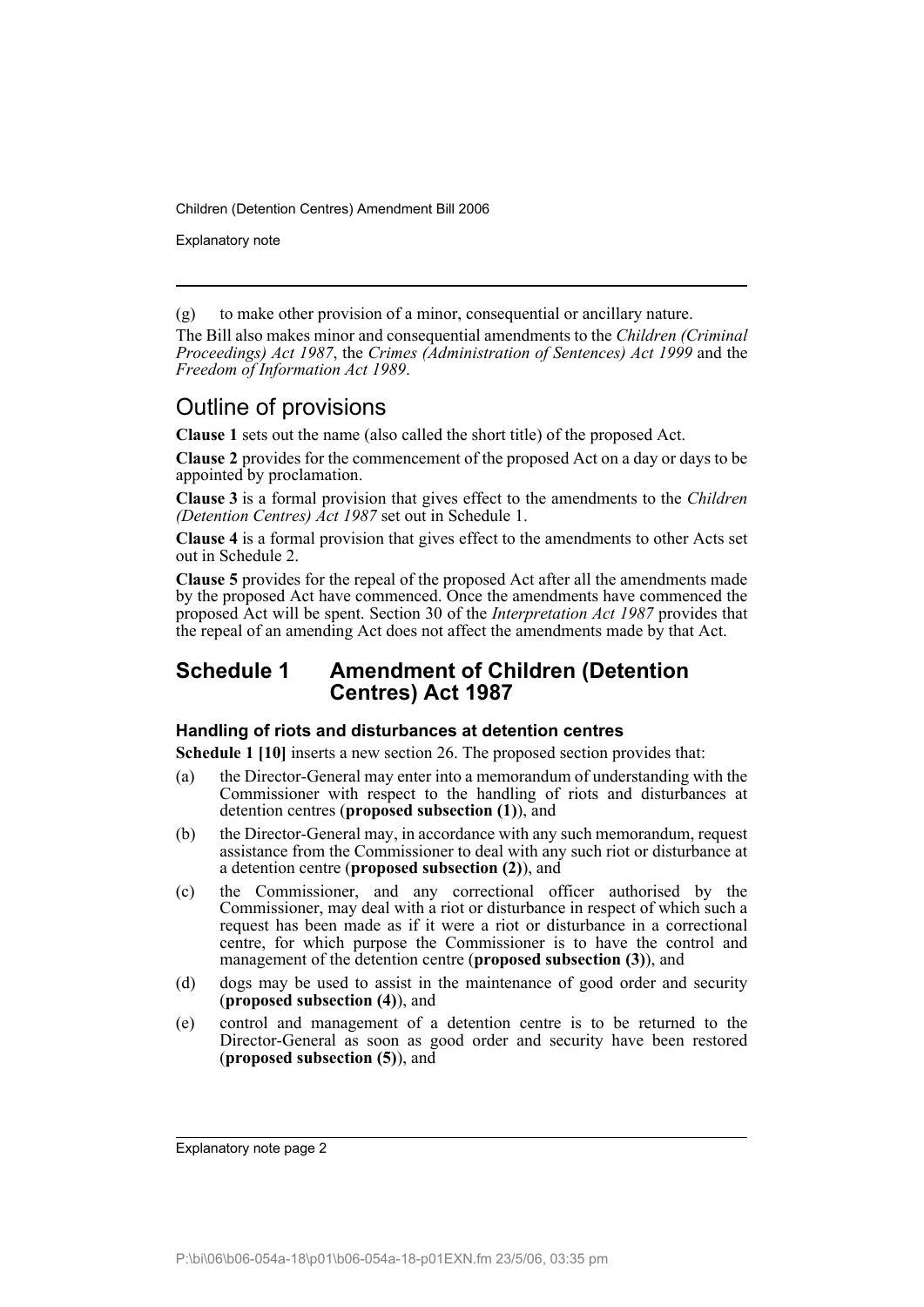(g) to make other provision of a minor, consequential or ancillary nature.

The Bill also makes minor and consequential amendments to the *Children (Criminal Proceedings) Act 1987*, the *Crimes (Administration of Sentences) Act 1999* and the *Freedom of Information Act 1989*.

## Outline of provisions

**Clause 1** sets out the name (also called the short title) of the proposed Act.

**Clause 2** provides for the commencement of the proposed Act on a day or days to be appointed by proclamation.

**Clause 3** is a formal provision that gives effect to the amendments to the *Children (Detention Centres) Act 1987* set out in Schedule 1.

**Clause 4** is a formal provision that gives effect to the amendments to other Acts set out in Schedule 2.

**Clause 5** provides for the repeal of the proposed Act after all the amendments made by the proposed Act have commenced. Once the amendments have commenced the proposed Act will be spent. Section 30 of the *Interpretation Act 1987* provides that the repeal of an amending Act does not affect the amendments made by that Act.

## Schedule 1 Amendment of Children (Detention Centres) Act 1987

### Handling of riots and disturbances at detention centres

**Schedule 1 [10]** inserts a new section 26. The proposed section provides that:

(a) the Director-General may enter into a memorandum of understanding with the Commissioner with respect to the handling of riots and disturbances at detention centres (**proposed subsection (1)**), and

(b) the Director-General may, in accordance with any such memorandum, request assistance from the Commissioner to deal with any such riot or disturbance at a detention centre (**proposed subsection (2)**), and

(c) the Commissioner, and any correctional officer authorised by the Commissioner, may deal with a riot or disturbance in respect of which such a request has been made as if it were a riot or disturbance in a correctional centre, for which purpose the Commissioner is to have the control and management of the detention centre (**proposed subsection (3)**), and

(d) dogs may be used to assist in the maintenance of good order and security (**proposed subsection (4)**), and

(e) control and management of a detention centre is to be returned to the Director-General as soon as good order and security have been restored (**proposed subsection (5)**), and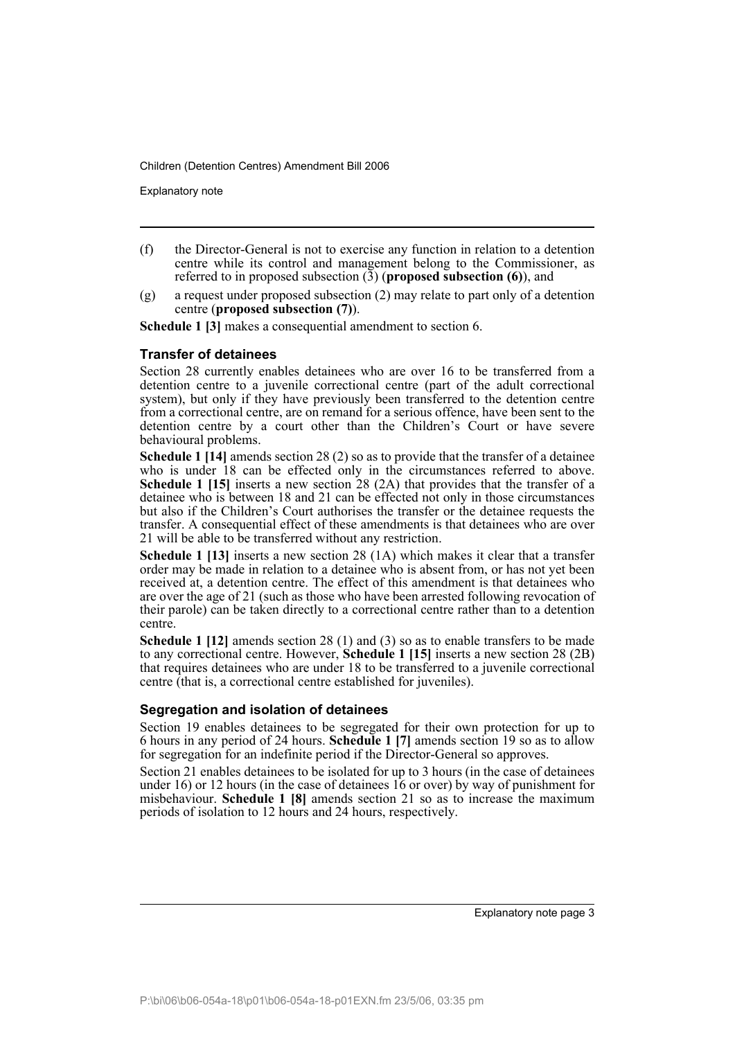(f) the Director-General is not to exercise any function in relation to a detention centre while its control and management belong to the Commissioner, as referred to in proposed subsection (3) (**proposed subsection (6)**), and

(g) a request under proposed subsection (2) may relate to part only of a detention centre (**proposed subsection (7)**).

**Schedule 1 [3]** makes a consequential amendment to section 6.

### Transfer of detainees

Section 28 currently enables detainees who are over 16 to be transferred from a detention centre to a juvenile correctional centre (part of the adult correctional system), but only if they have previously been transferred to the detention centre from a correctional centre, are on remand for a serious offence, have been sent to the detention centre by a court other than the Children's Court or have severe behavioural problems.

**Schedule 1 [14]** amends section 28 (2) so as to provide that the transfer of a detainee who is under 18 can be effected only in the circumstances referred to above. **Schedule 1 [15]** inserts a new section 28 (2A) that provides that the transfer of a detainee who is between 18 and 21 can be effected not only in those circumstances but also if the Children's Court authorises the transfer or the detainee requests the transfer. A consequential effect of these amendments is that detainees who are over 21 will be able to be transferred without any restriction.

**Schedule 1 [13]** inserts a new section 28 (1A) which makes it clear that a transfer order may be made in relation to a detainee who is absent from, or has not yet been received at, a detention centre. The effect of this amendment is that detainees who are over the age of 21 (such as those who have been arrested following revocation of their parole) can be taken directly to a correctional centre rather than to a detention centre.

**Schedule 1 [12]** amends section 28 (1) and (3) so as to enable transfers to be made to any correctional centre. However, **Schedule 1 [15]** inserts a new section 28 (2B) that requires detainees who are under 18 to be transferred to a juvenile correctional centre (that is, a correctional centre established for juveniles).

### Segregation and isolation of detainees

Section 19 enables detainees to be segregated for their own protection for up to 6 hours in any period of 24 hours. **Schedule 1 [7]** amends section 19 so as to allow for segregation for an indefinite period if the Director-General so approves.

Section 21 enables detainees to be isolated for up to 3 hours (in the case of detainees under 16) or 12 hours (in the case of detainees 16 or over) by way of punishment for misbehaviour. **Schedule 1 [8]** amends section 21 so as to increase the maximum periods of isolation to 12 hours and 24 hours, respectively.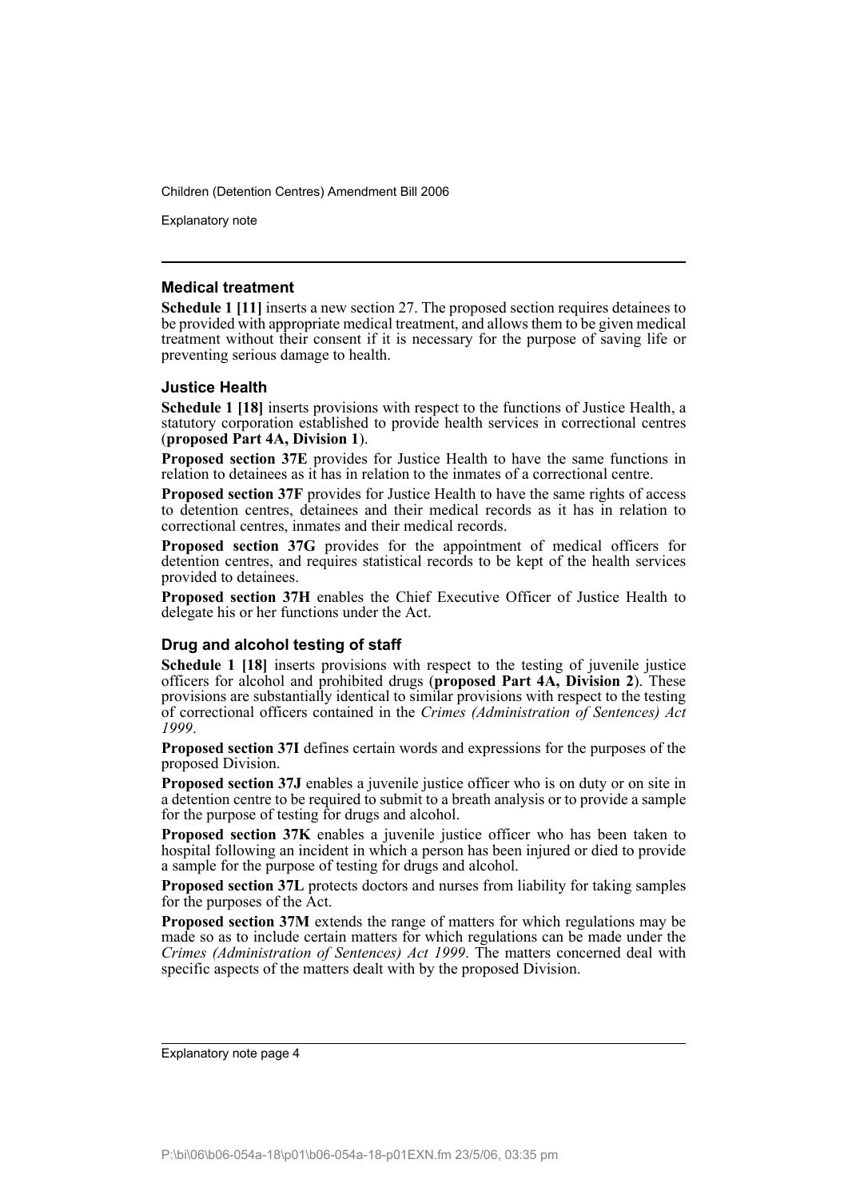### Medical treatment

**Schedule 1 [11]** inserts a new section 27. The proposed section requires detainees to be provided with appropriate medical treatment, and allows them to be given medical treatment without their consent if it is necessary for the purpose of saving life or preventing serious damage to health.

### Justice Health

**Schedule 1 [18]** inserts provisions with respect to the functions of Justice Health, a statutory corporation established to provide health services in correctional centres (**proposed Part 4A, Division 1**).

**Proposed section 37E** provides for Justice Health to have the same functions in relation to detainees as it has in relation to the inmates of a correctional centre.

**Proposed section 37F** provides for Justice Health to have the same rights of access to detention centres, detainees and their medical records as it has in relation to correctional centres, inmates and their medical records.

**Proposed section 37G** provides for the appointment of medical officers for detention centres, and requires statistical records to be kept of the health services provided to detainees.

**Proposed section 37H** enables the Chief Executive Officer of Justice Health to delegate his or her functions under the Act.

### Drug and alcohol testing of staff

**Schedule 1 [18]** inserts provisions with respect to the testing of juvenile justice officers for alcohol and prohibited drugs (**proposed Part 4A, Division 2**). These provisions are substantially identical to similar provisions with respect to the testing of correctional officers contained in the *Crimes (Administration of Sentences) Act 1999*.

**Proposed section 37I** defines certain words and expressions for the purposes of the proposed Division.

**Proposed section 37J** enables a juvenile justice officer who is on duty or on site in a detention centre to be required to submit to a breath analysis or to provide a sample for the purpose of testing for drugs and alcohol.

**Proposed section 37K** enables a juvenile justice officer who has been taken to hospital following an incident in which a person has been injured or died to provide a sample for the purpose of testing for drugs and alcohol.

**Proposed section 37L** protects doctors and nurses from liability for taking samples for the purposes of the Act.

**Proposed section 37M** extends the range of matters for which regulations may be made so as to include certain matters for which regulations can be made under the *Crimes (Administration of Sentences) Act 1999*. The matters concerned deal with specific aspects of the matters dealt with by the proposed Division.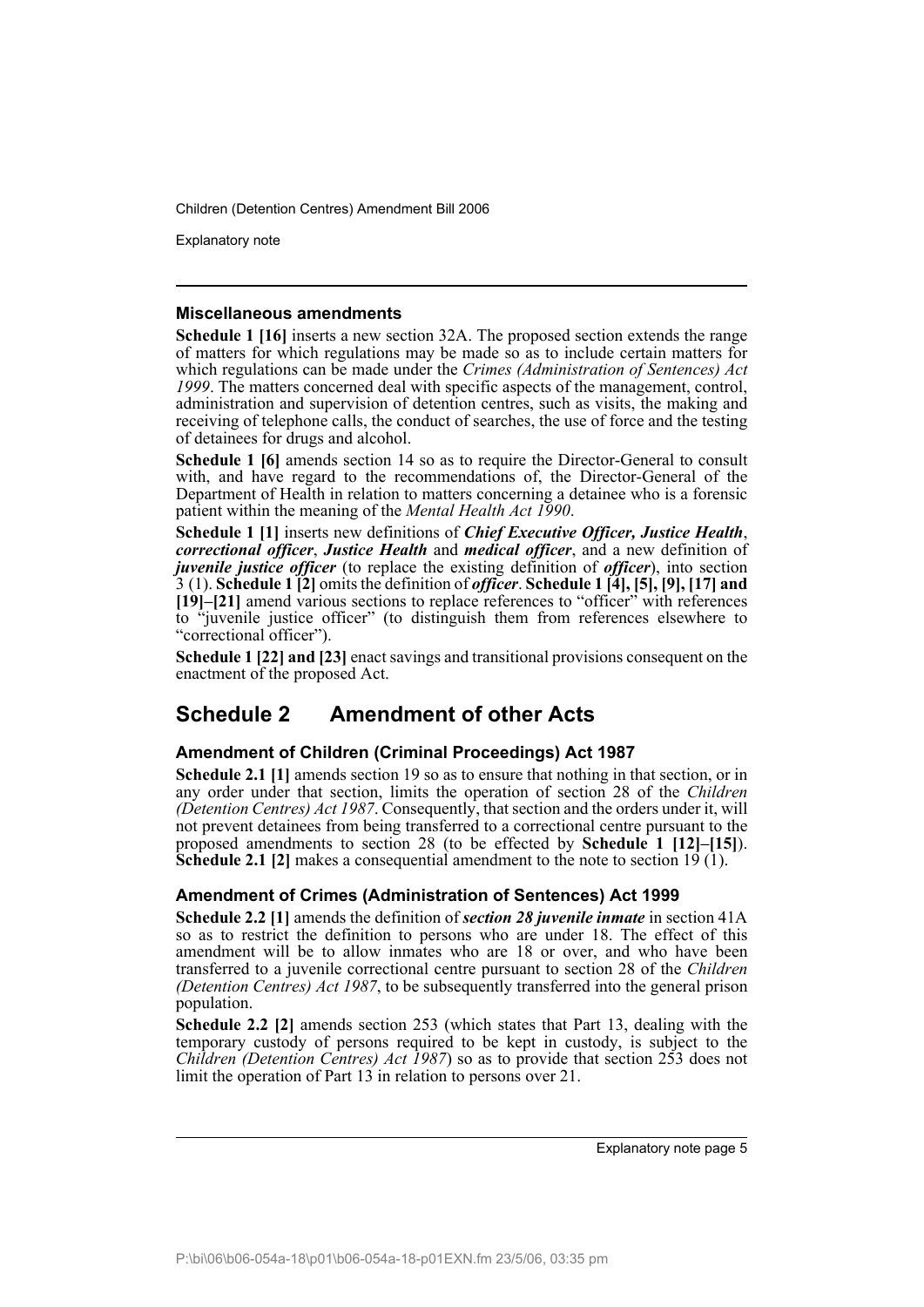### Miscellaneous amendments

**Schedule 1 [16]** inserts a new section 32A. The proposed section extends the range of matters for which regulations may be made so as to include certain matters for which regulations can be made under the *Crimes (Administration of Sentences) Act 1999*. The matters concerned deal with specific aspects of the management, control, administration and supervision of detention centres, such as visits, the making and receiving of telephone calls, the conduct of searches, the use of force and the testing of detainees for drugs and alcohol.

**Schedule 1 [6]** amends section 14 so as to require the Director-General to consult with, and have regard to the recommendations of, the Director-General of the Department of Health in relation to matters concerning a detainee who is a forensic patient within the meaning of the *Mental Health Act 1990*.

**Schedule 1 [1]** inserts new definitions of ***Chief Executive Officer, Justice Health***, ***correctional officer***, ***Justice Health*** and ***medical officer***, and a new definition of ***juvenile justice officer*** (to replace the existing definition of ***officer***), into section 3 (1). **Schedule 1 [2]** omits the definition of ***officer***. **Schedule 1 [4], [5], [9], [17] and [19]–[21]** amend various sections to replace references to "officer" with references to "juvenile justice officer" (to distinguish them from references elsewhere to "correctional officer").

**Schedule 1 [22] and [23]** enact savings and transitional provisions consequent on the enactment of the proposed Act.

## Schedule 2 Amendment of other Acts

### Amendment of Children (Criminal Proceedings) Act 1987

**Schedule 2.1 [1]** amends section 19 so as to ensure that nothing in that section, or in any order under that section, limits the operation of section 28 of the *Children (Detention Centres) Act 1987*. Consequently, that section and the orders under it, will not prevent detainees from being transferred to a correctional centre pursuant to the proposed amendments to section 28 (to be effected by **Schedule 1 [12]–[15]**). **Schedule 2.1 [2]** makes a consequential amendment to the note to section 19 (1).

### Amendment of Crimes (Administration of Sentences) Act 1999

**Schedule 2.2 [1]** amends the definition of ***section 28 juvenile inmate*** in section 41A so as to restrict the definition to persons who are under 18. The effect of this amendment will be to allow inmates who are 18 or over, and who have been transferred to a juvenile correctional centre pursuant to section 28 of the *Children (Detention Centres) Act 1987*, to be subsequently transferred into the general prison population.

**Schedule 2.2 [2]** amends section 253 (which states that Part 13, dealing with the temporary custody of persons required to be kept in custody, is subject to the *Children (Detention Centres) Act 1987*) so as to provide that section 253 does not limit the operation of Part 13 in relation to persons over 21.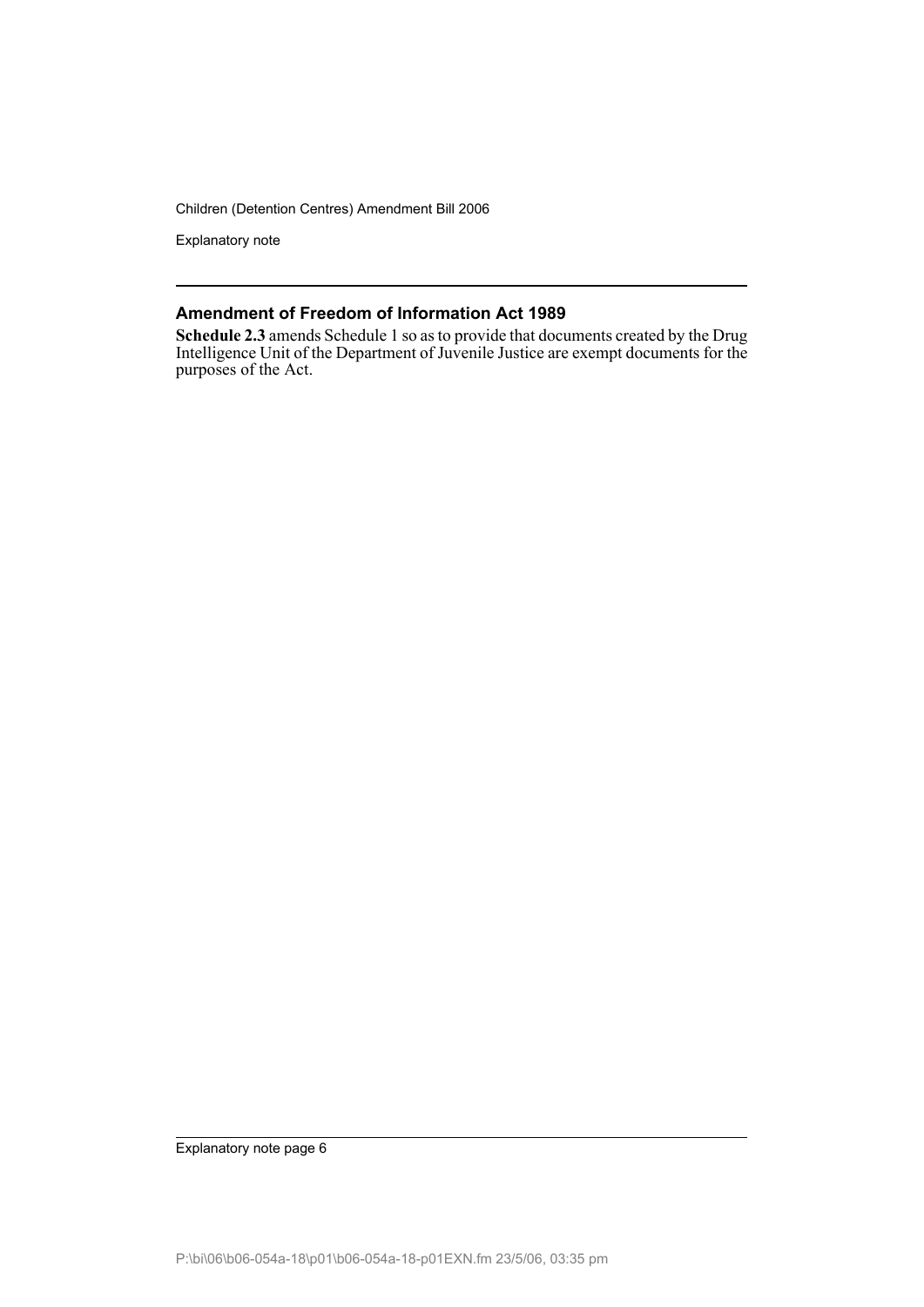## Amendment of Freedom of Information Act 1989

**Schedule 2.3** amends Schedule 1 so as to provide that documents created by the Drug Intelligence Unit of the Department of Juvenile Justice are exempt documents for the purposes of the Act.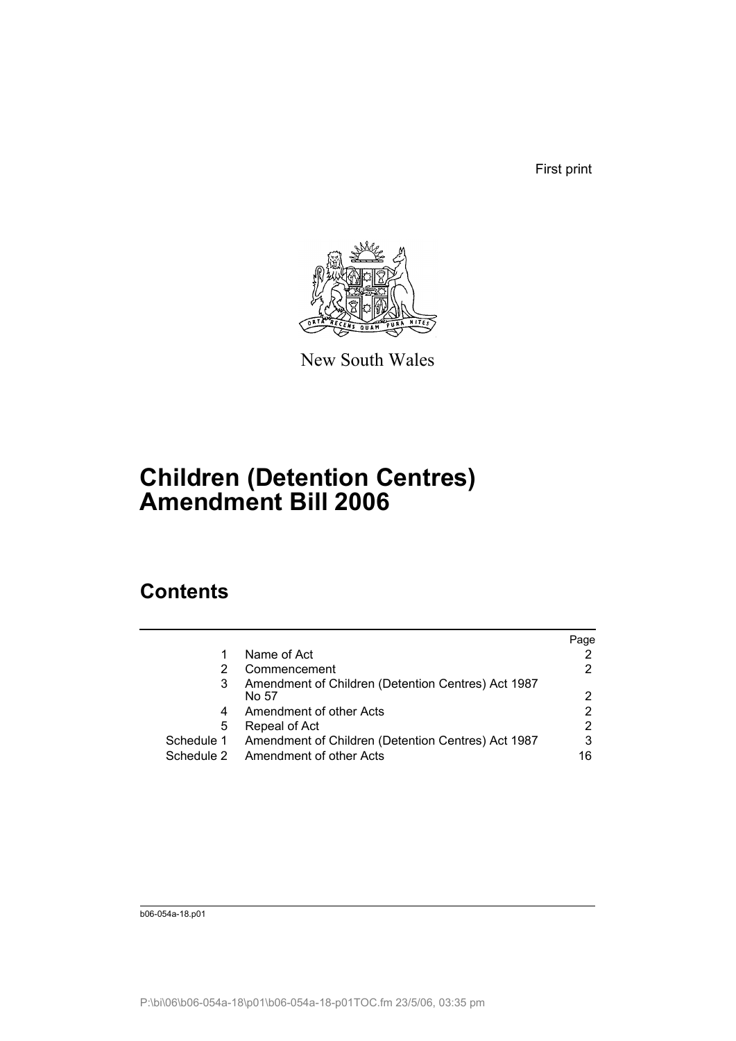First print

New South Wales

# Children (Detention Centres) Amendment Bill 2006

## Contents

| | | Page |
|---|---|---|
| 1 | Name of Act | 2 |
| 2 | Commencement | 2 |
| 3 | Amendment of Children (Detention Centres) Act 1987 No 57 | 2 |
| 4 | Amendment of other Acts | 2 |
| 5 | Repeal of Act | 2 |
| Schedule 1 | Amendment of Children (Detention Centres) Act 1987 | 3 |
| Schedule 2 | Amendment of other Acts | 16 |

b06-054a-18.p01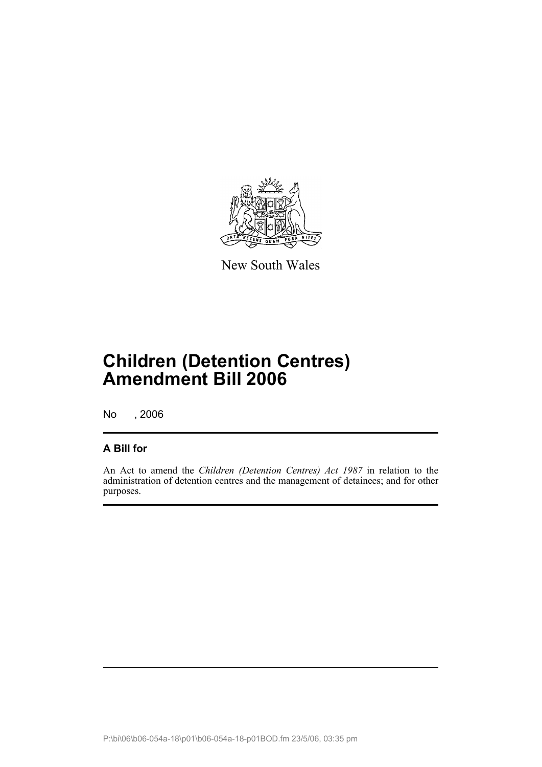New South Wales

# Children (Detention Centres) Amendment Bill 2006

No , 2006

## A Bill for

An Act to amend the *Children (Detention Centres) Act 1987* in relation to the administration of detention centres and the management of detainees; and for other purposes.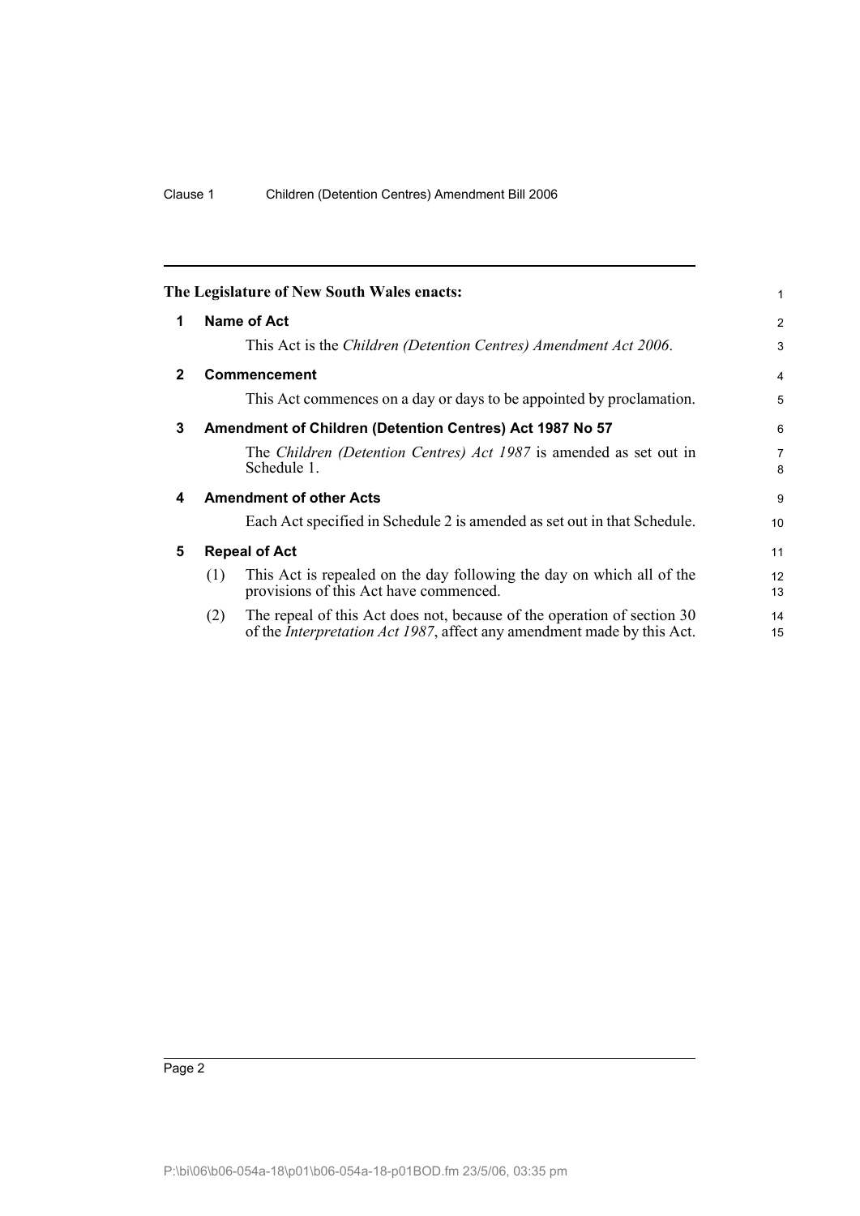**The Legislature of New South Wales enacts:**

**1 Name of Act**

This Act is the *Children (Detention Centres) Amendment Act 2006*.

**2 Commencement**

This Act commences on a day or days to be appointed by proclamation.

**3 Amendment of Children (Detention Centres) Act 1987 No 57**

The *Children (Detention Centres) Act 1987* is amended as set out in Schedule 1.

**4 Amendment of other Acts**

Each Act specified in Schedule 2 is amended as set out in that Schedule.

**5 Repeal of Act**

(1) This Act is repealed on the day following the day on which all of the provisions of this Act have commenced.

(2) The repeal of this Act does not, because of the operation of section 30 of the *Interpretation Act 1987*, affect any amendment made by this Act.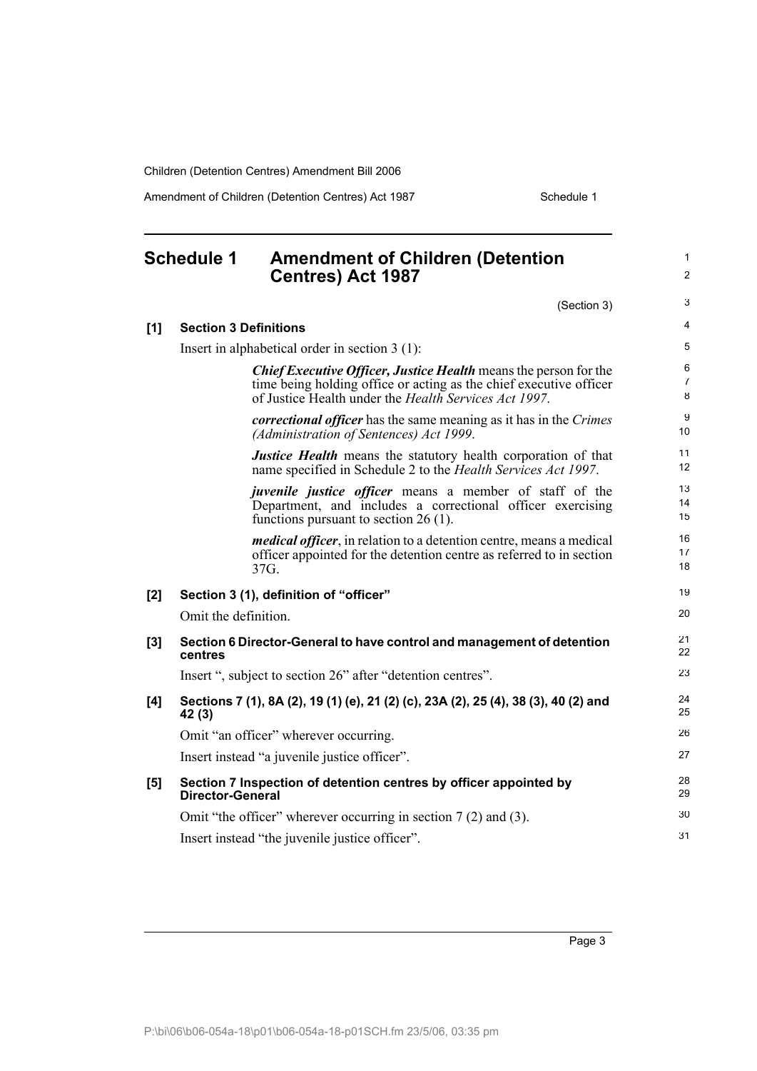# Schedule 1 Amendment of Children (Detention Centres) Act 1987

(Section 3)

**[1] Section 3 Definitions**

Insert in alphabetical order in section 3 (1):

> ***Chief Executive Officer, Justice Health*** means the person for the time being holding office or acting as the chief executive officer of Justice Health under the *Health Services Act 1997*.
>
> ***correctional officer*** has the same meaning as it has in the *Crimes (Administration of Sentences) Act 1999*.
>
> ***Justice Health*** means the statutory health corporation of that name specified in Schedule 2 to the *Health Services Act 1997*.
>
> ***juvenile justice officer*** means a member of staff of the Department, and includes a correctional officer exercising functions pursuant to section 26 (1).
>
> ***medical officer***, in relation to a detention centre, means a medical officer appointed for the detention centre as referred to in section 37G.

**[2] Section 3 (1), definition of "officer"**

Omit the definition.

**[3] Section 6 Director-General to have control and management of detention centres**

Insert ", subject to section 26" after "detention centres".

**[4] Sections 7 (1), 8A (2), 19 (1) (e), 21 (2) (c), 23A (2), 25 (4), 38 (3), 40 (2) and 42 (3)**

Omit "an officer" wherever occurring.

Insert instead "a juvenile justice officer".

**[5] Section 7 Inspection of detention centres by officer appointed by Director-General**

Omit "the officer" wherever occurring in section 7 (2) and (3).

Insert instead "the juvenile justice officer".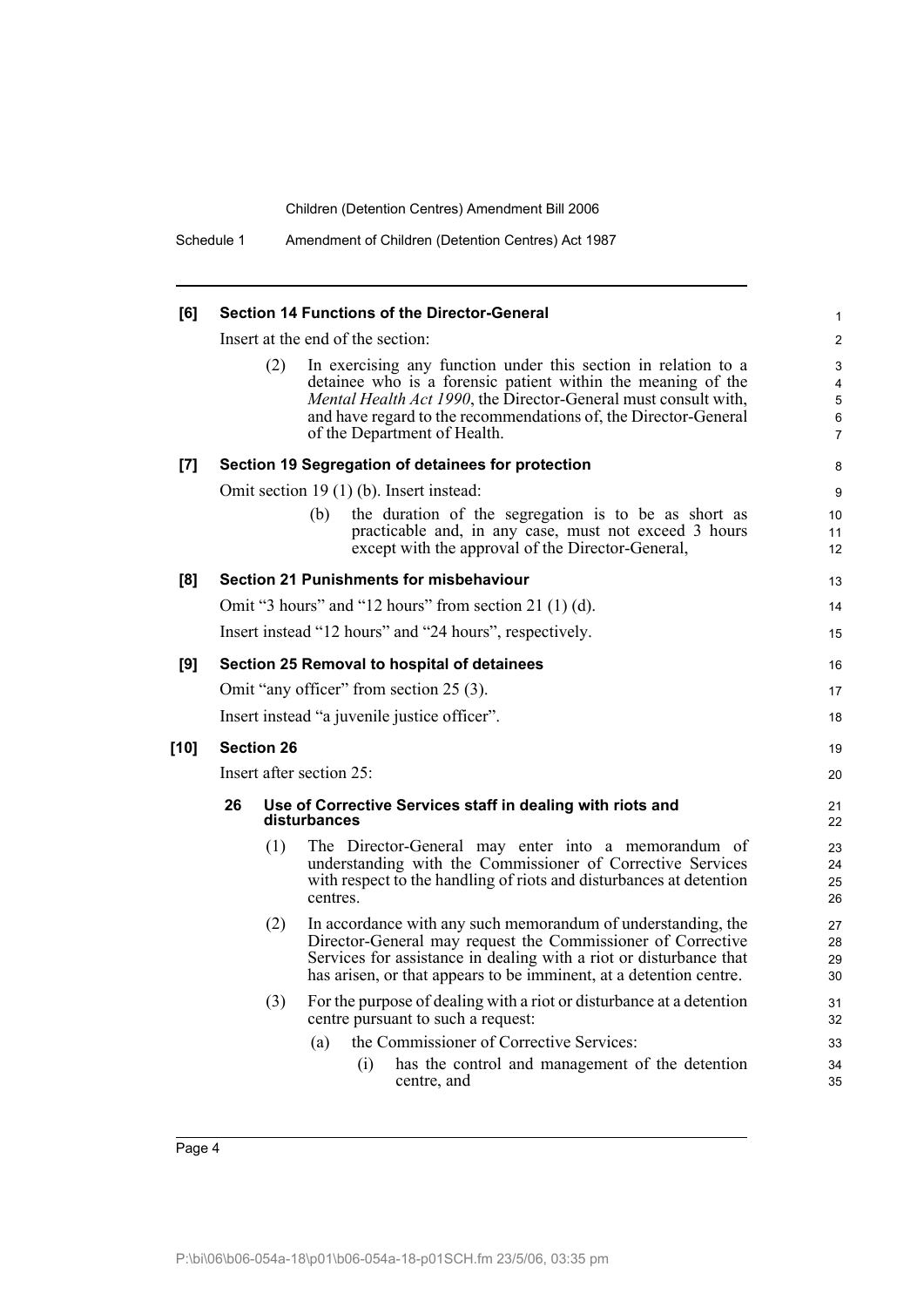**[6] Section 14 Functions of the Director-General**

Insert at the end of the section:

(2) In exercising any function under this section in relation to a detainee who is a forensic patient within the meaning of the *Mental Health Act 1990*, the Director-General must consult with, and have regard to the recommendations of, the Director-General of the Department of Health.

**[7] Section 19 Segregation of detainees for protection**

Omit section 19 (1) (b). Insert instead:

(b) the duration of the segregation is to be as short as practicable and, in any case, must not exceed 3 hours except with the approval of the Director-General,

**[8] Section 21 Punishments for misbehaviour**

Omit "3 hours" and "12 hours" from section 21 (1) (d).

Insert instead "12 hours" and "24 hours", respectively.

**[9] Section 25 Removal to hospital of detainees**

Omit "any officer" from section 25 (3).

Insert instead "a juvenile justice officer".

**[10] Section 26**

Insert after section 25:

**26 Use of Corrective Services staff in dealing with riots and disturbances**

(1) The Director-General may enter into a memorandum of understanding with the Commissioner of Corrective Services with respect to the handling of riots and disturbances at detention centres.

(2) In accordance with any such memorandum of understanding, the Director-General may request the Commissioner of Corrective Services for assistance in dealing with a riot or disturbance that has arisen, or that appears to be imminent, at a detention centre.

(3) For the purpose of dealing with a riot or disturbance at a detention centre pursuant to such a request:

(a) the Commissioner of Corrective Services:

(i) has the control and management of the detention centre, and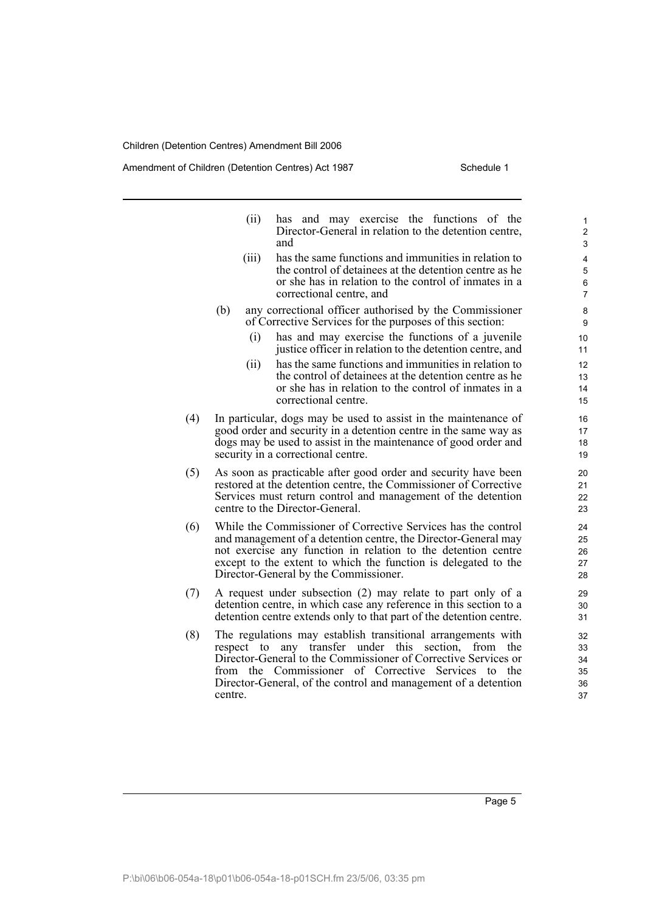(ii) has and may exercise the functions of the Director-General in relation to the detention centre, and

(iii) has the same functions and immunities in relation to the control of detainees at the detention centre as he or she has in relation to the control of inmates in a correctional centre, and

(b) any correctional officer authorised by the Commissioner of Corrective Services for the purposes of this section:

(i) has and may exercise the functions of a juvenile justice officer in relation to the detention centre, and

(ii) has the same functions and immunities in relation to the control of detainees at the detention centre as he or she has in relation to the control of inmates in a correctional centre.

(4) In particular, dogs may be used to assist in the maintenance of good order and security in a detention centre in the same way as dogs may be used to assist in the maintenance of good order and security in a correctional centre.

(5) As soon as practicable after good order and security have been restored at the detention centre, the Commissioner of Corrective Services must return control and management of the detention centre to the Director-General.

(6) While the Commissioner of Corrective Services has the control and management of a detention centre, the Director-General may not exercise any function in relation to the detention centre except to the extent to which the function is delegated to the Director-General by the Commissioner.

(7) A request under subsection (2) may relate to part only of a detention centre, in which case any reference in this section to a detention centre extends only to that part of the detention centre.

(8) The regulations may establish transitional arrangements with respect to any transfer under this section, from the Director-General to the Commissioner of Corrective Services or from the Commissioner of Corrective Services to the Director-General, of the control and management of a detention centre.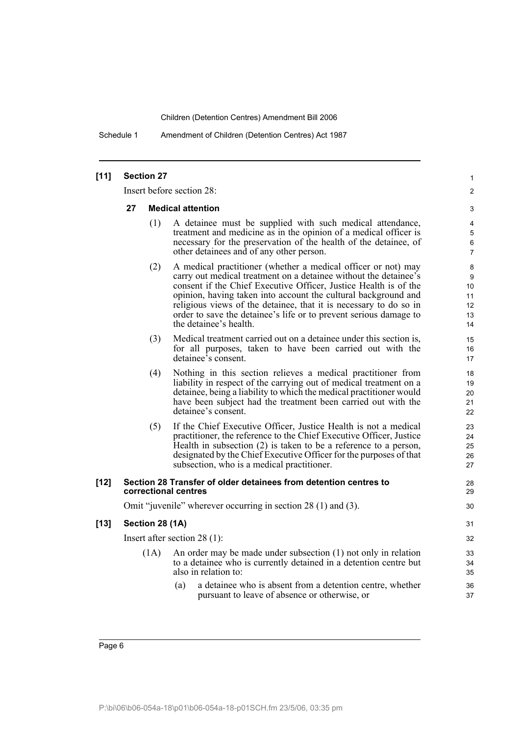### [11] Section 27

Insert before section 28:

#### 27 Medical attention

(1) A detainee must be supplied with such medical attendance, treatment and medicine as in the opinion of a medical officer is necessary for the preservation of the health of the detainee, of other detainees and of any other person.

(2) A medical practitioner (whether a medical officer or not) may carry out medical treatment on a detainee without the detainee's consent if the Chief Executive Officer, Justice Health is of the opinion, having taken into account the cultural background and religious views of the detainee, that it is necessary to do so in order to save the detainee's life or to prevent serious damage to the detainee's health.

(3) Medical treatment carried out on a detainee under this section is, for all purposes, taken to have been carried out with the detainee's consent.

(4) Nothing in this section relieves a medical practitioner from liability in respect of the carrying out of medical treatment on a detainee, being a liability to which the medical practitioner would have been subject had the treatment been carried out with the detainee's consent.

(5) If the Chief Executive Officer, Justice Health is not a medical practitioner, the reference to the Chief Executive Officer, Justice Health in subsection (2) is taken to be a reference to a person, designated by the Chief Executive Officer for the purposes of that subsection, who is a medical practitioner.

### [12] Section 28 Transfer of older detainees from detention centres to correctional centres

Omit "juvenile" wherever occurring in section 28 (1) and (3).

### [13] Section 28 (1A)

Insert after section 28 (1):

(1A) An order may be made under subsection (1) not only in relation to a detainee who is currently detained in a detention centre but also in relation to:

(a) a detainee who is absent from a detention centre, whether pursuant to leave of absence or otherwise, or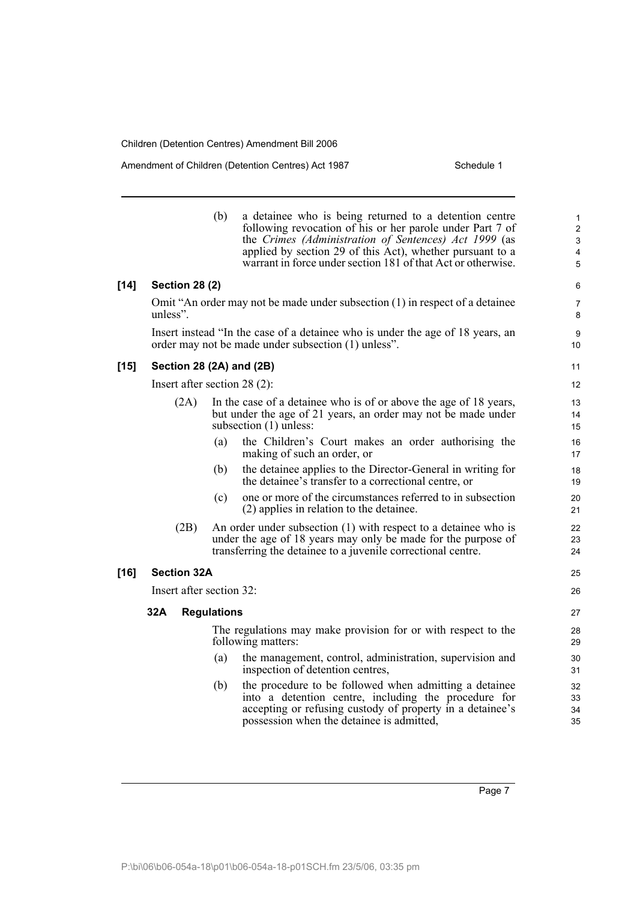(b) a detainee who is being returned to a detention centre following revocation of his or her parole under Part 7 of the *Crimes (Administration of Sentences) Act 1999* (as applied by section 29 of this Act), whether pursuant to a warrant in force under section 181 of that Act or otherwise.

**[14] Section 28 (2)**

Omit "An order may not be made under subsection (1) in respect of a detainee unless".

Insert instead "In the case of a detainee who is under the age of 18 years, an order may not be made under subsection (1) unless".

**[15] Section 28 (2A) and (2B)**

Insert after section 28 (2):

(2A) In the case of a detainee who is of or above the age of 18 years, but under the age of 21 years, an order may not be made under subsection (1) unless:

(a) the Children's Court makes an order authorising the making of such an order, or

(b) the detainee applies to the Director-General in writing for the detainee's transfer to a correctional centre, or

(c) one or more of the circumstances referred to in subsection (2) applies in relation to the detainee.

(2B) An order under subsection (1) with respect to a detainee who is under the age of 18 years may only be made for the purpose of transferring the detainee to a juvenile correctional centre.

**[16] Section 32A**

Insert after section 32:

**32A Regulations**

The regulations may make provision for or with respect to the following matters:

(a) the management, control, administration, supervision and inspection of detention centres,

(b) the procedure to be followed when admitting a detainee into a detention centre, including the procedure for accepting or refusing custody of property in a detainee's possession when the detainee is admitted,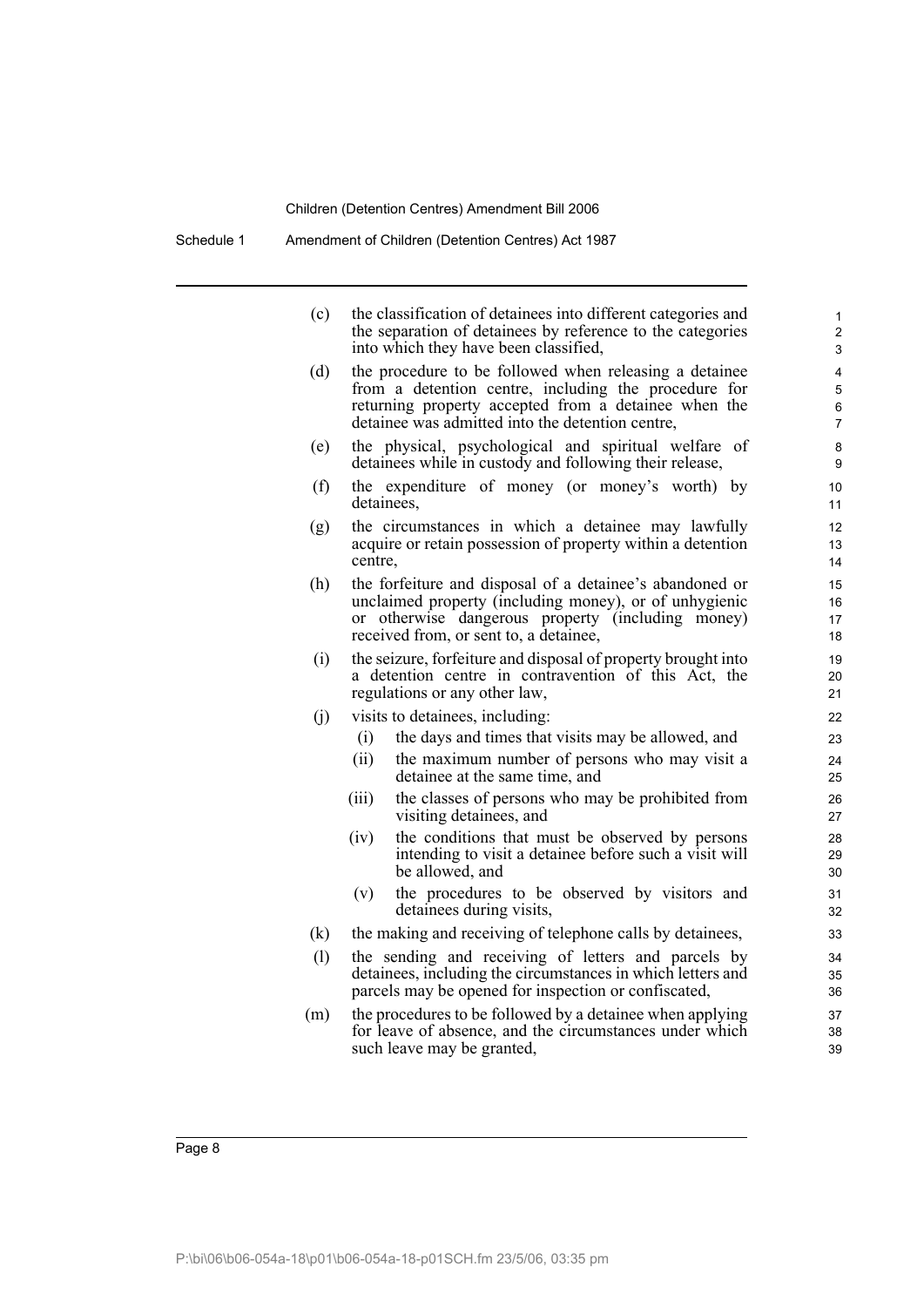(c) the classification of detainees into different categories and the separation of detainees by reference to the categories into which they have been classified,

(d) the procedure to be followed when releasing a detainee from a detention centre, including the procedure for returning property accepted from a detainee when the detainee was admitted into the detention centre,

(e) the physical, psychological and spiritual welfare of detainees while in custody and following their release,

(f) the expenditure of money (or money's worth) by detainees,

(g) the circumstances in which a detainee may lawfully acquire or retain possession of property within a detention centre,

(h) the forfeiture and disposal of a detainee's abandoned or unclaimed property (including money), or of unhygienic or otherwise dangerous property (including money) received from, or sent to, a detainee,

(i) the seizure, forfeiture and disposal of property brought into a detention centre in contravention of this Act, the regulations or any other law,

(j) visits to detainees, including:

  (i) the days and times that visits may be allowed, and

  (ii) the maximum number of persons who may visit a detainee at the same time, and

  (iii) the classes of persons who may be prohibited from visiting detainees, and

  (iv) the conditions that must be observed by persons intending to visit a detainee before such a visit will be allowed, and

  (v) the procedures to be observed by visitors and detainees during visits,

(k) the making and receiving of telephone calls by detainees,

(l) the sending and receiving of letters and parcels by detainees, including the circumstances in which letters and parcels may be opened for inspection or confiscated,

(m) the procedures to be followed by a detainee when applying for leave of absence, and the circumstances under which such leave may be granted,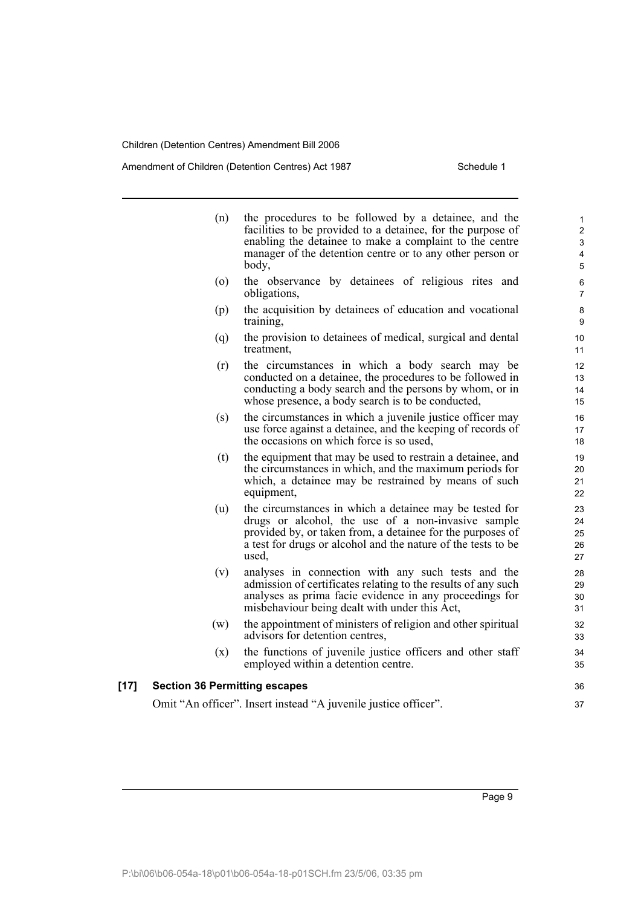(n) the procedures to be followed by a detainee, and the facilities to be provided to a detainee, for the purpose of enabling the detainee to make a complaint to the centre manager of the detention centre or to any other person or body,

(o) the observance by detainees of religious rites and obligations,

(p) the acquisition by detainees of education and vocational training,

(q) the provision to detainees of medical, surgical and dental treatment,

(r) the circumstances in which a body search may be conducted on a detainee, the procedures to be followed in conducting a body search and the persons by whom, or in whose presence, a body search is to be conducted,

(s) the circumstances in which a juvenile justice officer may use force against a detainee, and the keeping of records of the occasions on which force is so used,

(t) the equipment that may be used to restrain a detainee, and the circumstances in which, and the maximum periods for which, a detainee may be restrained by means of such equipment,

(u) the circumstances in which a detainee may be tested for drugs or alcohol, the use of a non-invasive sample provided by, or taken from, a detainee for the purposes of a test for drugs or alcohol and the nature of the tests to be used,

(v) analyses in connection with any such tests and the admission of certificates relating to the results of any such analyses as prima facie evidence in any proceedings for misbehaviour being dealt with under this Act,

(w) the appointment of ministers of religion and other spiritual advisors for detention centres,

(x) the functions of juvenile justice officers and other staff employed within a detention centre.

### [17] Section 36 Permitting escapes

Omit "An officer". Insert instead "A juvenile justice officer".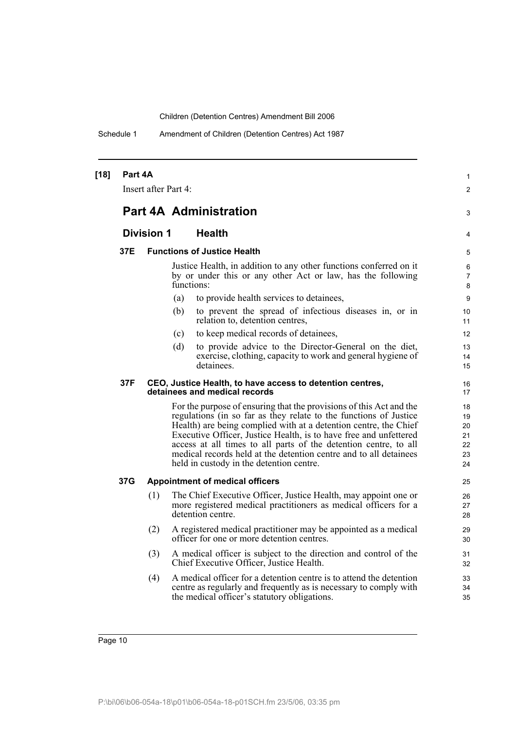**[18] Part 4A**

Insert after Part 4:

# Part 4A Administration

## Division 1 Health

### 37E Functions of Justice Health

Justice Health, in addition to any other functions conferred on it by or under this or any other Act or law, has the following functions:

- (a) to provide health services to detainees,
- (b) to prevent the spread of infectious diseases in, or in relation to, detention centres,
- (c) to keep medical records of detainees,
- (d) to provide advice to the Director-General on the diet, exercise, clothing, capacity to work and general hygiene of detainees.

### 37F CEO, Justice Health, to have access to detention centres, detainees and medical records

For the purpose of ensuring that the provisions of this Act and the regulations (in so far as they relate to the functions of Justice Health) are being complied with at a detention centre, the Chief Executive Officer, Justice Health, is to have free and unfettered access at all times to all parts of the detention centre, to all medical records held at the detention centre and to all detainees held in custody in the detention centre.

### 37G Appointment of medical officers

(1) The Chief Executive Officer, Justice Health, may appoint one or more registered medical practitioners as medical officers for a detention centre.

(2) A registered medical practitioner may be appointed as a medical officer for one or more detention centres.

(3) A medical officer is subject to the direction and control of the Chief Executive Officer, Justice Health.

(4) A medical officer for a detention centre is to attend the detention centre as regularly and frequently as is necessary to comply with the medical officer's statutory obligations.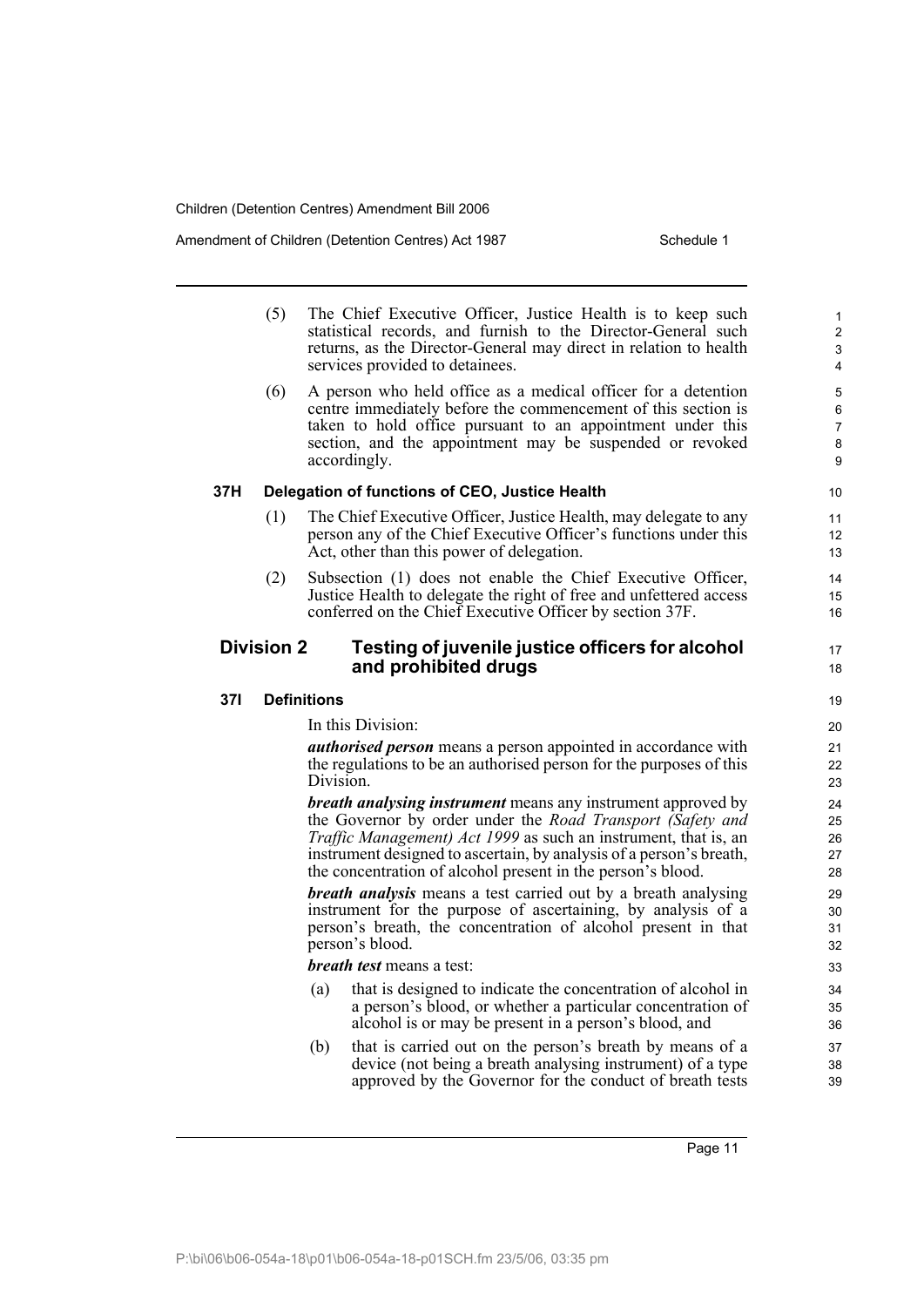(5) The Chief Executive Officer, Justice Health is to keep such statistical records, and furnish to the Director-General such returns, as the Director-General may direct in relation to health services provided to detainees.

(6) A person who held office as a medical officer for a detention centre immediately before the commencement of this section is taken to hold office pursuant to an appointment under this section, and the appointment may be suspended or revoked accordingly.

#### 37H Delegation of functions of CEO, Justice Health

(1) The Chief Executive Officer, Justice Health, may delegate to any person any of the Chief Executive Officer's functions under this Act, other than this power of delegation.

(2) Subsection (1) does not enable the Chief Executive Officer, Justice Health to delegate the right of free and unfettered access conferred on the Chief Executive Officer by section 37F.

### Division 2 Testing of juvenile justice officers for alcohol and prohibited drugs

#### 37I Definitions

In this Division:

***authorised person*** means a person appointed in accordance with the regulations to be an authorised person for the purposes of this Division.

***breath analysing instrument*** means any instrument approved by the Governor by order under the *Road Transport (Safety and Traffic Management) Act 1999* as such an instrument, that is, an instrument designed to ascertain, by analysis of a person's breath, the concentration of alcohol present in the person's blood.

***breath analysis*** means a test carried out by a breath analysing instrument for the purpose of ascertaining, by analysis of a person's breath, the concentration of alcohol present in that person's blood.

***breath test*** means a test:

(a) that is designed to indicate the concentration of alcohol in a person's blood, or whether a particular concentration of alcohol is or may be present in a person's blood, and

(b) that is carried out on the person's breath by means of a device (not being a breath analysing instrument) of a type approved by the Governor for the conduct of breath tests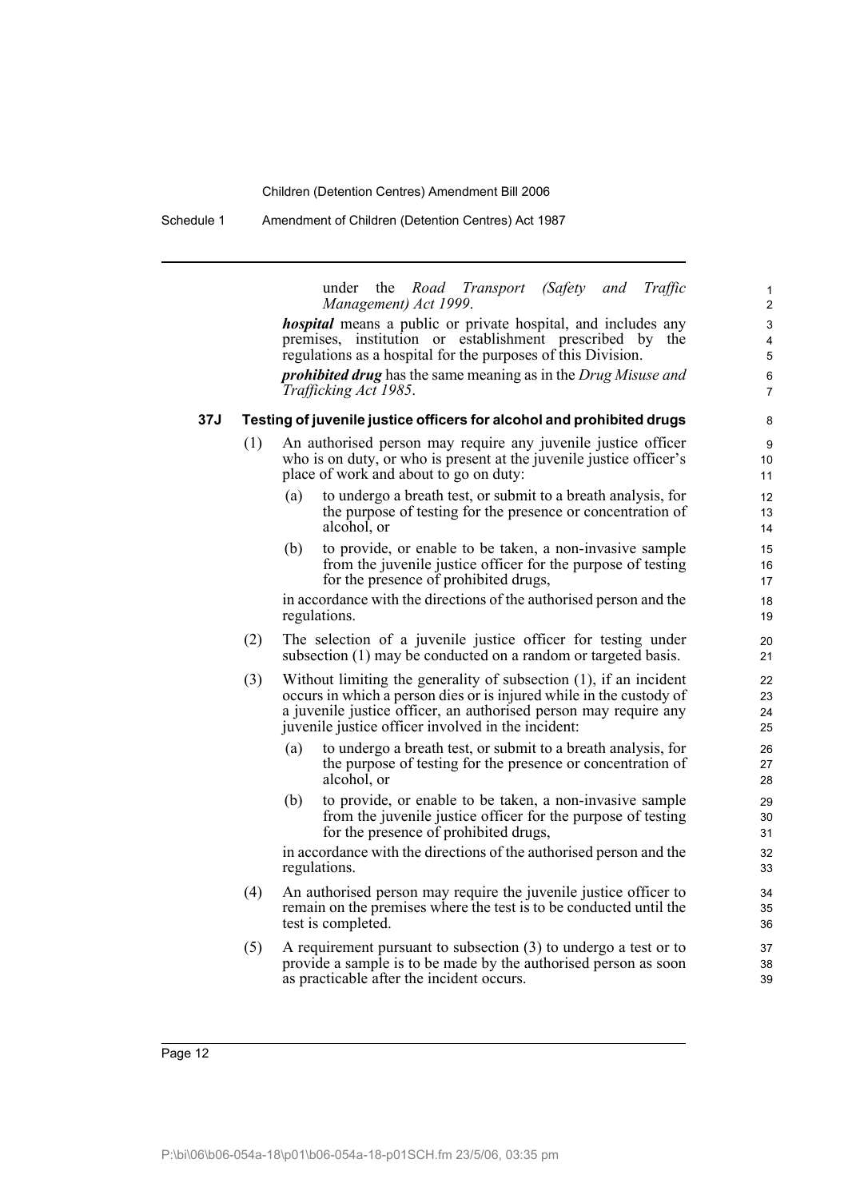under the *Road Transport (Safety and Traffic Management) Act 1999*.

***hospital*** means a public or private hospital, and includes any premises, institution or establishment prescribed by the regulations as a hospital for the purposes of this Division.

***prohibited drug*** has the same meaning as in the *Drug Misuse and Trafficking Act 1985*.

### 37J Testing of juvenile justice officers for alcohol and prohibited drugs

(1) An authorised person may require any juvenile justice officer who is on duty, or who is present at the juvenile justice officer's place of work and about to go on duty:

(a) to undergo a breath test, or submit to a breath analysis, for the purpose of testing for the presence or concentration of alcohol, or

(b) to provide, or enable to be taken, a non-invasive sample from the juvenile justice officer for the purpose of testing for the presence of prohibited drugs,

in accordance with the directions of the authorised person and the regulations.

(2) The selection of a juvenile justice officer for testing under subsection (1) may be conducted on a random or targeted basis.

(3) Without limiting the generality of subsection (1), if an incident occurs in which a person dies or is injured while in the custody of a juvenile justice officer, an authorised person may require any juvenile justice officer involved in the incident:

(a) to undergo a breath test, or submit to a breath analysis, for the purpose of testing for the presence or concentration of alcohol, or

(b) to provide, or enable to be taken, a non-invasive sample from the juvenile justice officer for the purpose of testing for the presence of prohibited drugs,

in accordance with the directions of the authorised person and the regulations.

(4) An authorised person may require the juvenile justice officer to remain on the premises where the test is to be conducted until the test is completed.

(5) A requirement pursuant to subsection (3) to undergo a test or to provide a sample is to be made by the authorised person as soon as practicable after the incident occurs.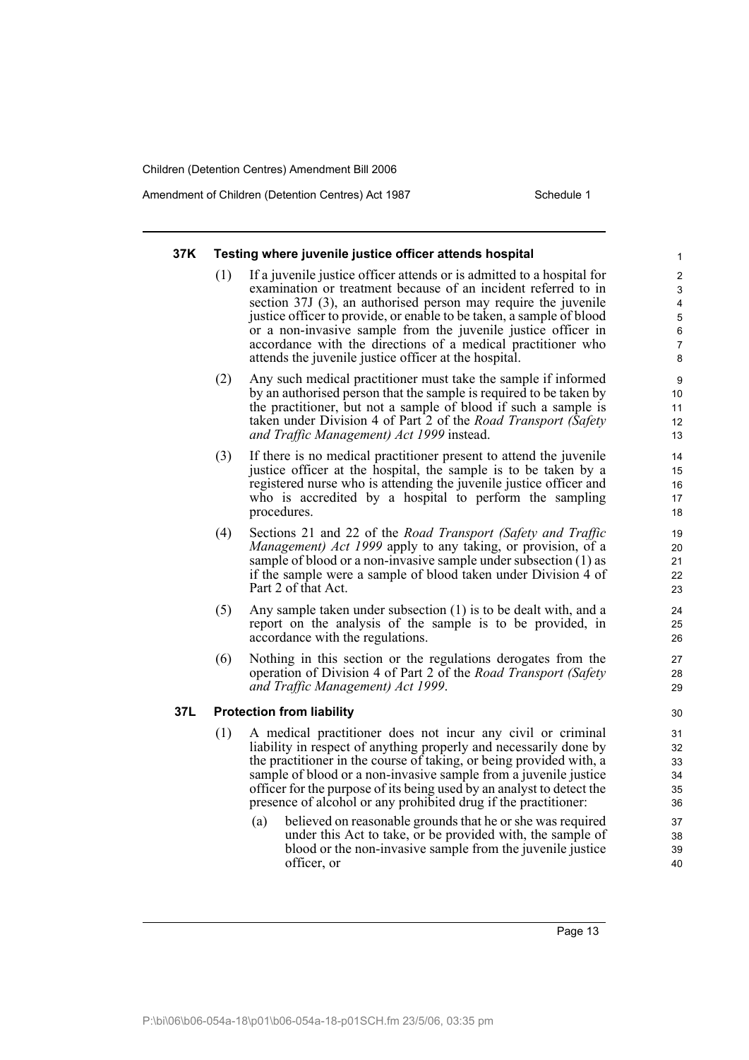#### 37K Testing where juvenile justice officer attends hospital

(1) If a juvenile justice officer attends or is admitted to a hospital for examination or treatment because of an incident referred to in section 37J (3), an authorised person may require the juvenile justice officer to provide, or enable to be taken, a sample of blood or a non-invasive sample from the juvenile justice officer in accordance with the directions of a medical practitioner who attends the juvenile justice officer at the hospital.

(2) Any such medical practitioner must take the sample if informed by an authorised person that the sample is required to be taken by the practitioner, but not a sample of blood if such a sample is taken under Division 4 of Part 2 of the *Road Transport (Safety and Traffic Management) Act 1999* instead.

(3) If there is no medical practitioner present to attend the juvenile justice officer at the hospital, the sample is to be taken by a registered nurse who is attending the juvenile justice officer and who is accredited by a hospital to perform the sampling procedures.

(4) Sections 21 and 22 of the *Road Transport (Safety and Traffic Management) Act 1999* apply to any taking, or provision, of a sample of blood or a non-invasive sample under subsection (1) as if the sample were a sample of blood taken under Division 4 of Part 2 of that Act.

(5) Any sample taken under subsection (1) is to be dealt with, and a report on the analysis of the sample is to be provided, in accordance with the regulations.

(6) Nothing in this section or the regulations derogates from the operation of Division 4 of Part 2 of the *Road Transport (Safety and Traffic Management) Act 1999*.

#### 37L Protection from liability

(1) A medical practitioner does not incur any civil or criminal liability in respect of anything properly and necessarily done by the practitioner in the course of taking, or being provided with, a sample of blood or a non-invasive sample from a juvenile justice officer for the purpose of its being used by an analyst to detect the presence of alcohol or any prohibited drug if the practitioner:

(a) believed on reasonable grounds that he or she was required under this Act to take, or be provided with, the sample of blood or the non-invasive sample from the juvenile justice officer, or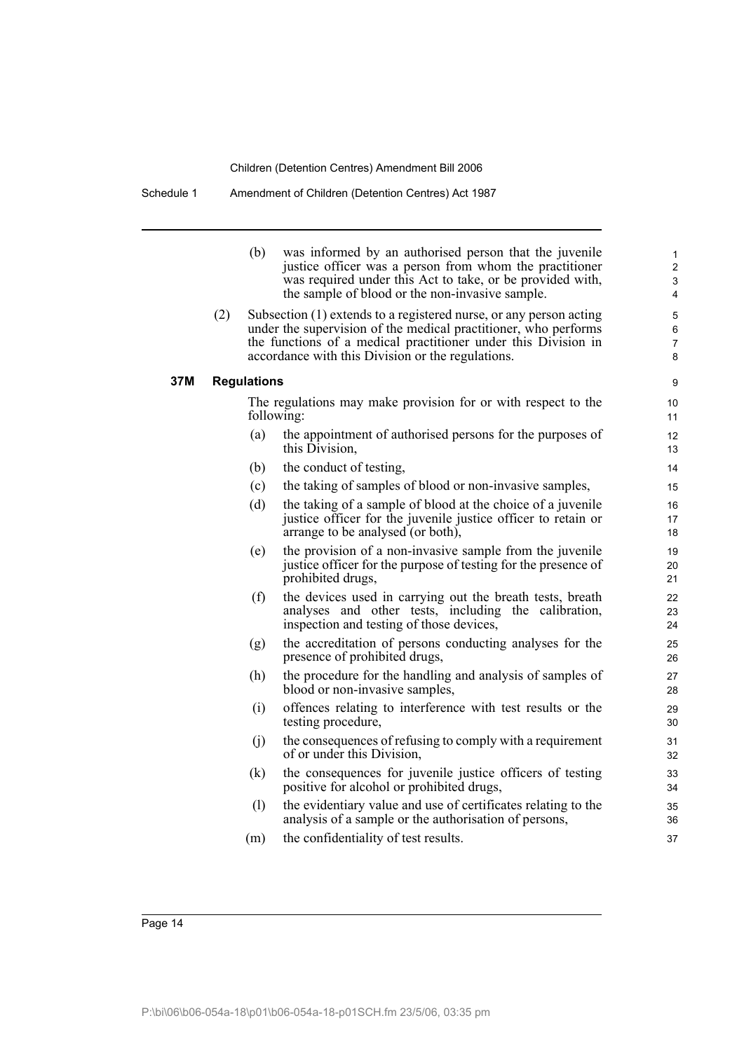(b) was informed by an authorised person that the juvenile justice officer was a person from whom the practitioner was required under this Act to take, or be provided with, the sample of blood or the non-invasive sample.

(2) Subsection (1) extends to a registered nurse, or any person acting under the supervision of the medical practitioner, who performs the functions of a medical practitioner under this Division in accordance with this Division or the regulations.

### 37M Regulations

The regulations may make provision for or with respect to the following:

(a) the appointment of authorised persons for the purposes of this Division,

(b) the conduct of testing,

(c) the taking of samples of blood or non-invasive samples,

(d) the taking of a sample of blood at the choice of a juvenile justice officer for the juvenile justice officer to retain or arrange to be analysed (or both),

(e) the provision of a non-invasive sample from the juvenile justice officer for the purpose of testing for the presence of prohibited drugs,

(f) the devices used in carrying out the breath tests, breath analyses and other tests, including the calibration, inspection and testing of those devices,

(g) the accreditation of persons conducting analyses for the presence of prohibited drugs,

(h) the procedure for the handling and analysis of samples of blood or non-invasive samples,

(i) offences relating to interference with test results or the testing procedure,

(j) the consequences of refusing to comply with a requirement of or under this Division,

(k) the consequences for juvenile justice officers of testing positive for alcohol or prohibited drugs,

(l) the evidentiary value and use of certificates relating to the analysis of a sample or the authorisation of persons,

(m) the confidentiality of test results.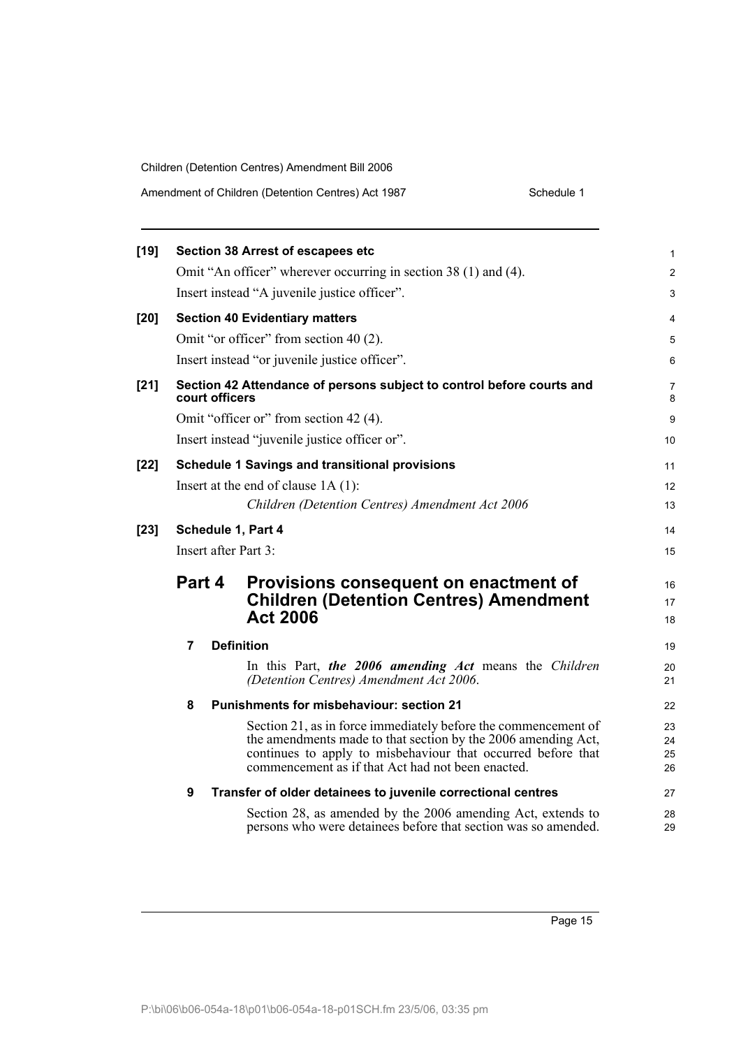**[19] Section 38 Arrest of escapees etc**

Omit "An officer" wherever occurring in section 38 (1) and (4).

Insert instead "A juvenile justice officer".

**[20] Section 40 Evidentiary matters**

Omit "or officer" from section 40 (2).

Insert instead "or juvenile justice officer".

**[21] Section 42 Attendance of persons subject to control before courts and court officers**

Omit "officer or" from section 42 (4).

Insert instead "juvenile justice officer or".

**[22] Schedule 1 Savings and transitional provisions**

Insert at the end of clause 1A (1):

*Children (Detention Centres) Amendment Act 2006*

**[23] Schedule 1, Part 4**

Insert after Part 3:

## Part 4 Provisions consequent on enactment of Children (Detention Centres) Amendment Act 2006

**7 Definition**

In this Part, ***the 2006 amending Act*** means the *Children (Detention Centres) Amendment Act 2006*.

**8 Punishments for misbehaviour: section 21**

Section 21, as in force immediately before the commencement of the amendments made to that section by the 2006 amending Act, continues to apply to misbehaviour that occurred before that commencement as if that Act had not been enacted.

**9 Transfer of older detainees to juvenile correctional centres**

Section 28, as amended by the 2006 amending Act, extends to persons who were detainees before that section was so amended.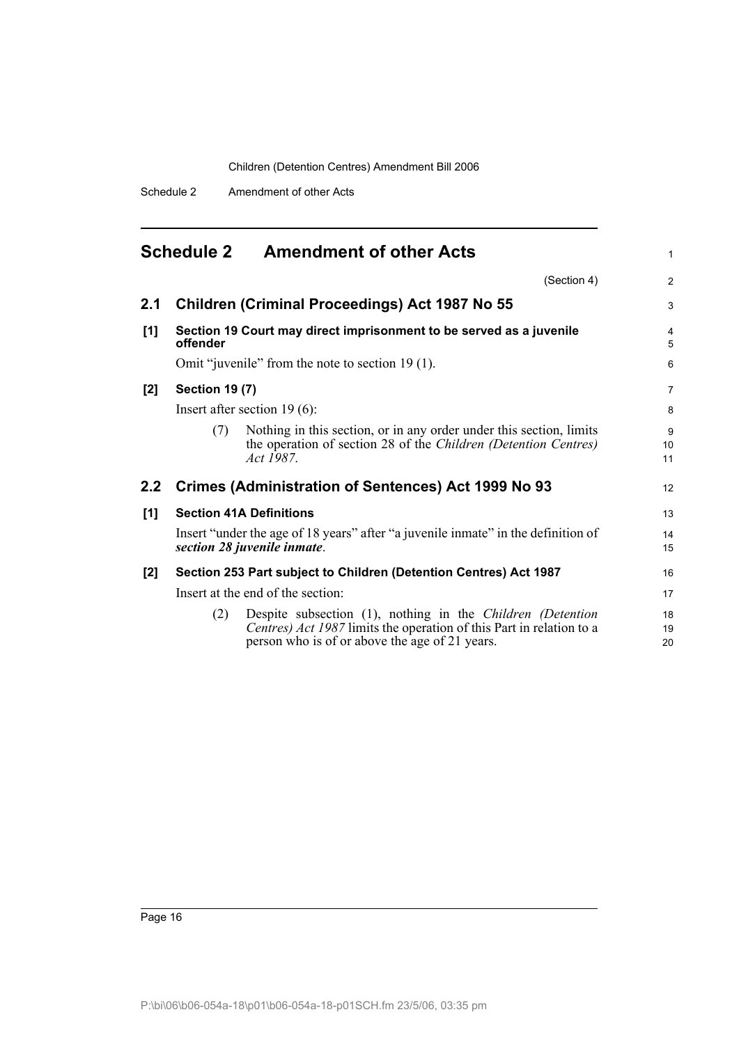## Schedule 2 Amendment of other Acts

(Section 4)

### 2.1 Children (Criminal Proceedings) Act 1987 No 55

**[1] Section 19 Court may direct imprisonment to be served as a juvenile offender**

Omit "juvenile" from the note to section 19 (1).

**[2] Section 19 (7)**

Insert after section 19 (6):

(7) Nothing in this section, or in any order under this section, limits the operation of section 28 of the *Children (Detention Centres) Act 1987*.

### 2.2 Crimes (Administration of Sentences) Act 1999 No 93

**[1] Section 41A Definitions**

Insert "under the age of 18 years" after "a juvenile inmate" in the definition of ***section 28 juvenile inmate***.

**[2] Section 253 Part subject to Children (Detention Centres) Act 1987**

Insert at the end of the section:

(2) Despite subsection (1), nothing in the *Children (Detention Centres) Act 1987* limits the operation of this Part in relation to a person who is of or above the age of 21 years.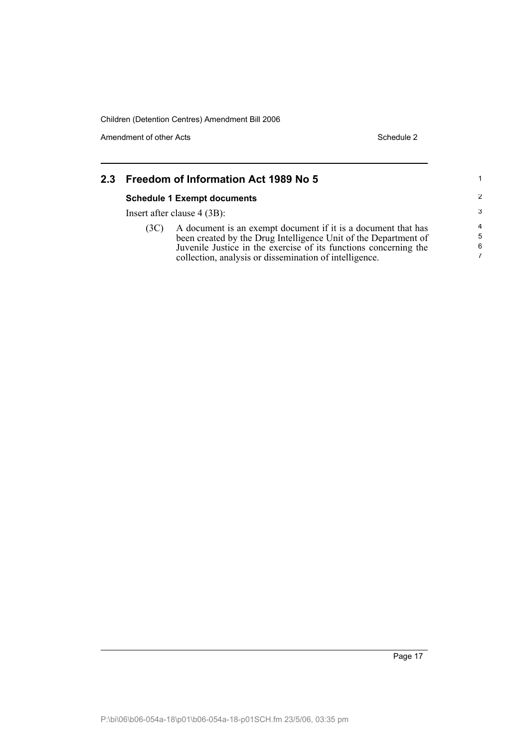## 2.3 Freedom of Information Act 1989 No 5

### Schedule 1 Exempt documents

Insert after clause 4 (3B):

(3C) A document is an exempt document if it is a document that has been created by the Drug Intelligence Unit of the Department of Juvenile Justice in the exercise of its functions concerning the collection, analysis or dissemination of intelligence.